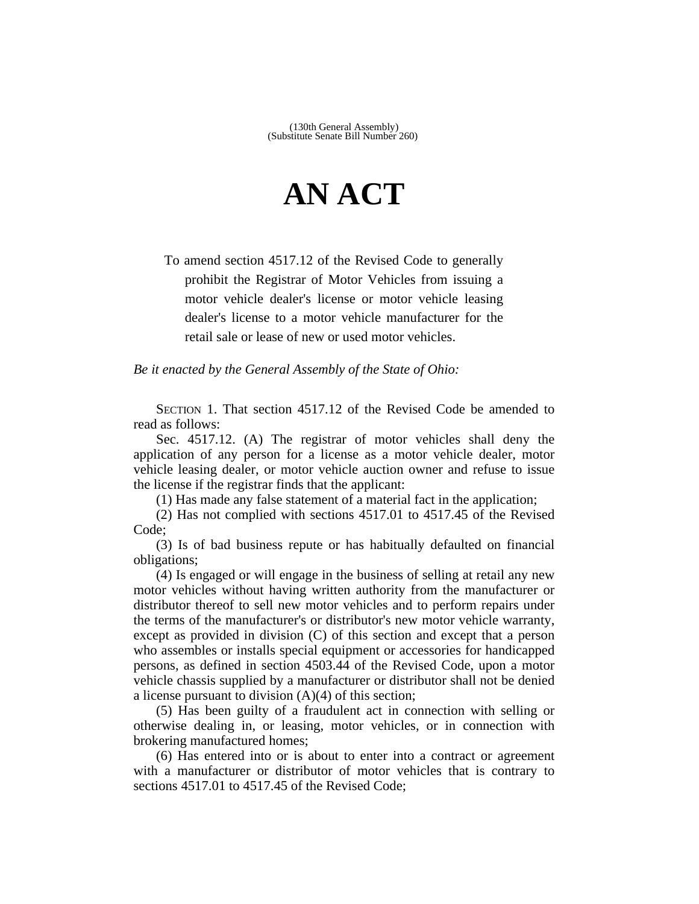(130th General Assembly)
(Substitute Senate Bill Number 260)

# AN ACT

To amend section 4517.12 of the Revised Code to generally prohibit the Registrar of Motor Vehicles from issuing a motor vehicle dealer's license or motor vehicle leasing dealer's license to a motor vehicle manufacturer for the retail sale or lease of new or used motor vehicles.

*Be it enacted by the General Assembly of the State of Ohio:*

SECTION 1. That section 4517.12 of the Revised Code be amended to read as follows:

Sec. 4517.12. (A) The registrar of motor vehicles shall deny the application of any person for a license as a motor vehicle dealer, motor vehicle leasing dealer, or motor vehicle auction owner and refuse to issue the license if the registrar finds that the applicant:

(1) Has made any false statement of a material fact in the application;

(2) Has not complied with sections 4517.01 to 4517.45 of the Revised Code;

(3) Is of bad business repute or has habitually defaulted on financial obligations;

(4) Is engaged or will engage in the business of selling at retail any new motor vehicles without having written authority from the manufacturer or distributor thereof to sell new motor vehicles and to perform repairs under the terms of the manufacturer's or distributor's new motor vehicle warranty, except as provided in division (C) of this section and except that a person who assembles or installs special equipment or accessories for handicapped persons, as defined in section 4503.44 of the Revised Code, upon a motor vehicle chassis supplied by a manufacturer or distributor shall not be denied a license pursuant to division (A)(4) of this section;

(5) Has been guilty of a fraudulent act in connection with selling or otherwise dealing in, or leasing, motor vehicles, or in connection with brokering manufactured homes;

(6) Has entered into or is about to enter into a contract or agreement with a manufacturer or distributor of motor vehicles that is contrary to sections 4517.01 to 4517.45 of the Revised Code;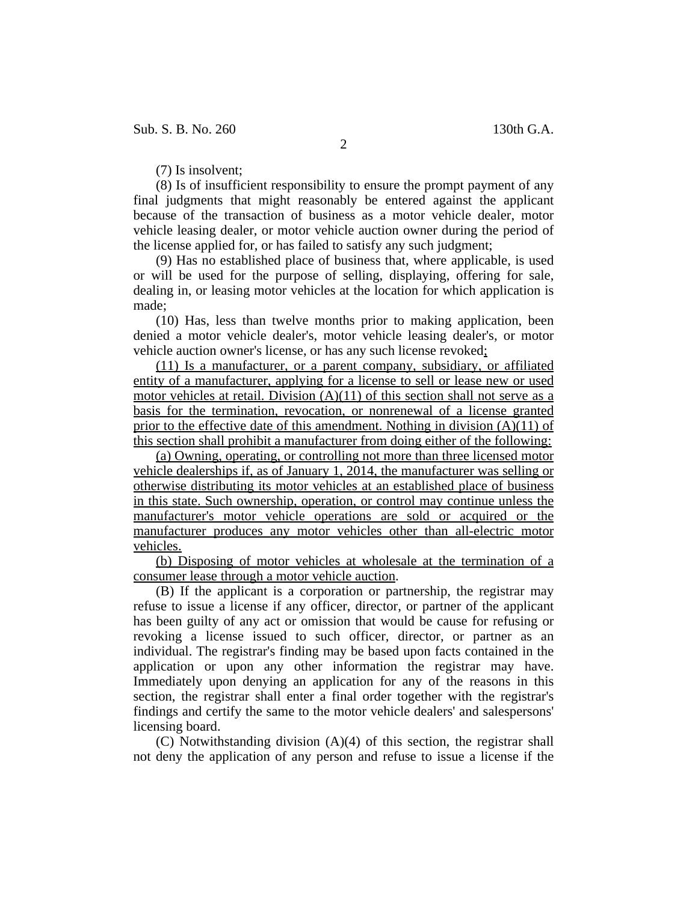(7) Is insolvent;

(8) Is of insufficient responsibility to ensure the prompt payment of any final judgments that might reasonably be entered against the applicant because of the transaction of business as a motor vehicle dealer, motor vehicle leasing dealer, or motor vehicle auction owner during the period of the license applied for, or has failed to satisfy any such judgment;

(9) Has no established place of business that, where applicable, is used or will be used for the purpose of selling, displaying, offering for sale, dealing in, or leasing motor vehicles at the location for which application is made;

(10) Has, less than twelve months prior to making application, been denied a motor vehicle dealer's, motor vehicle leasing dealer's, or motor vehicle auction owner's license, or has any such license revoked;

(11) Is a manufacturer, or a parent company, subsidiary, or affiliated entity of a manufacturer, applying for a license to sell or lease new or used motor vehicles at retail. Division (A)(11) of this section shall not serve as a basis for the termination, revocation, or nonrenewal of a license granted prior to the effective date of this amendment. Nothing in division (A)(11) of this section shall prohibit a manufacturer from doing either of the following:

(a) Owning, operating, or controlling not more than three licensed motor vehicle dealerships if, as of January 1, 2014, the manufacturer was selling or otherwise distributing its motor vehicles at an established place of business in this state. Such ownership, operation, or control may continue unless the manufacturer's motor vehicle operations are sold or acquired or the manufacturer produces any motor vehicles other than all-electric motor vehicles.

(b) Disposing of motor vehicles at wholesale at the termination of a consumer lease through a motor vehicle auction.

(B) If the applicant is a corporation or partnership, the registrar may refuse to issue a license if any officer, director, or partner of the applicant has been guilty of any act or omission that would be cause for refusing or revoking a license issued to such officer, director, or partner as an individual. The registrar's finding may be based upon facts contained in the application or upon any other information the registrar may have. Immediately upon denying an application for any of the reasons in this section, the registrar shall enter a final order together with the registrar's findings and certify the same to the motor vehicle dealers' and salespersons' licensing board.

(C) Notwithstanding division (A)(4) of this section, the registrar shall not deny the application of any person and refuse to issue a license if the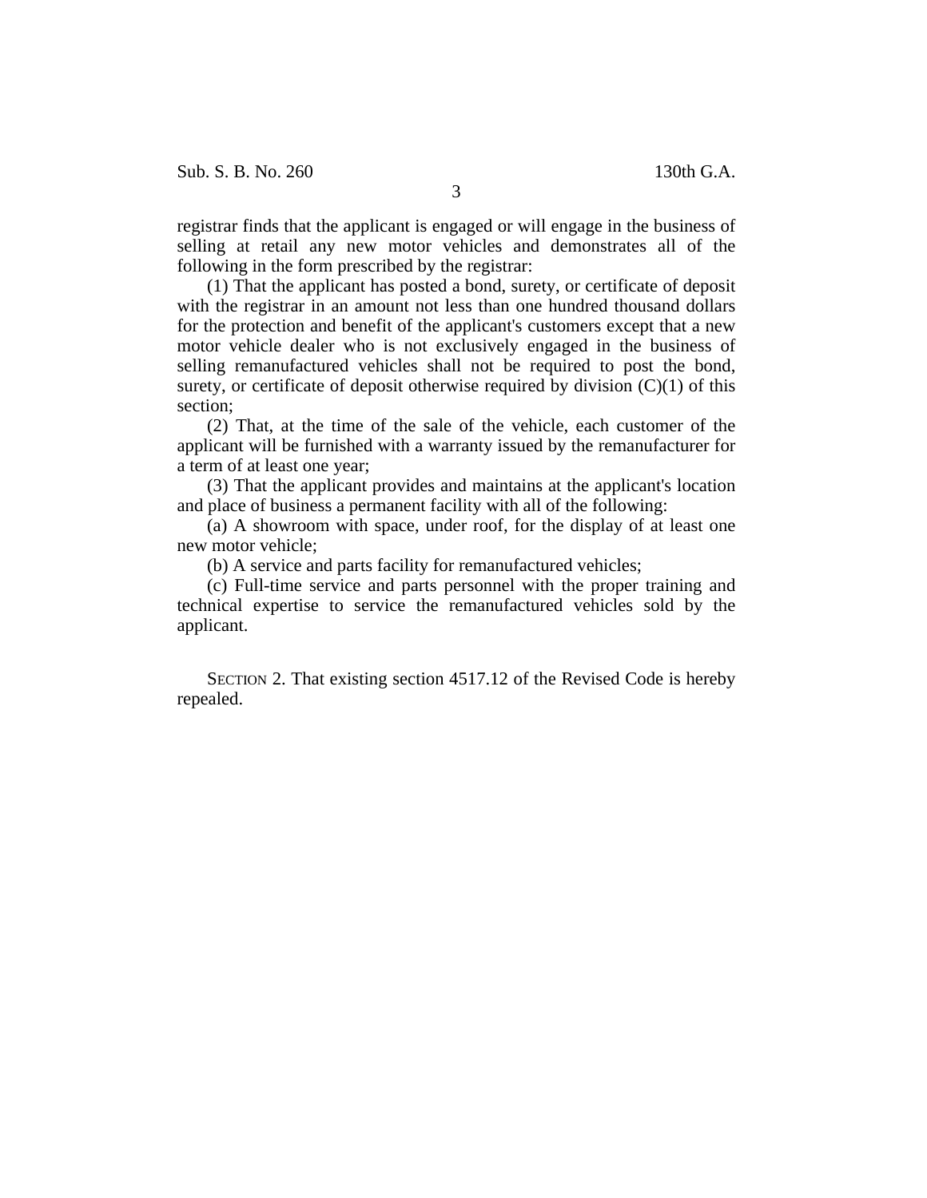registrar finds that the applicant is engaged or will engage in the business of selling at retail any new motor vehicles and demonstrates all of the following in the form prescribed by the registrar:

(1) That the applicant has posted a bond, surety, or certificate of deposit with the registrar in an amount not less than one hundred thousand dollars for the protection and benefit of the applicant's customers except that a new motor vehicle dealer who is not exclusively engaged in the business of selling remanufactured vehicles shall not be required to post the bond, surety, or certificate of deposit otherwise required by division (C)(1) of this section;

(2) That, at the time of the sale of the vehicle, each customer of the applicant will be furnished with a warranty issued by the remanufacturer for a term of at least one year;

(3) That the applicant provides and maintains at the applicant's location and place of business a permanent facility with all of the following:

(a) A showroom with space, under roof, for the display of at least one new motor vehicle;

(b) A service and parts facility for remanufactured vehicles;

(c) Full-time service and parts personnel with the proper training and technical expertise to service the remanufactured vehicles sold by the applicant.

SECTION 2. That existing section 4517.12 of the Revised Code is hereby repealed.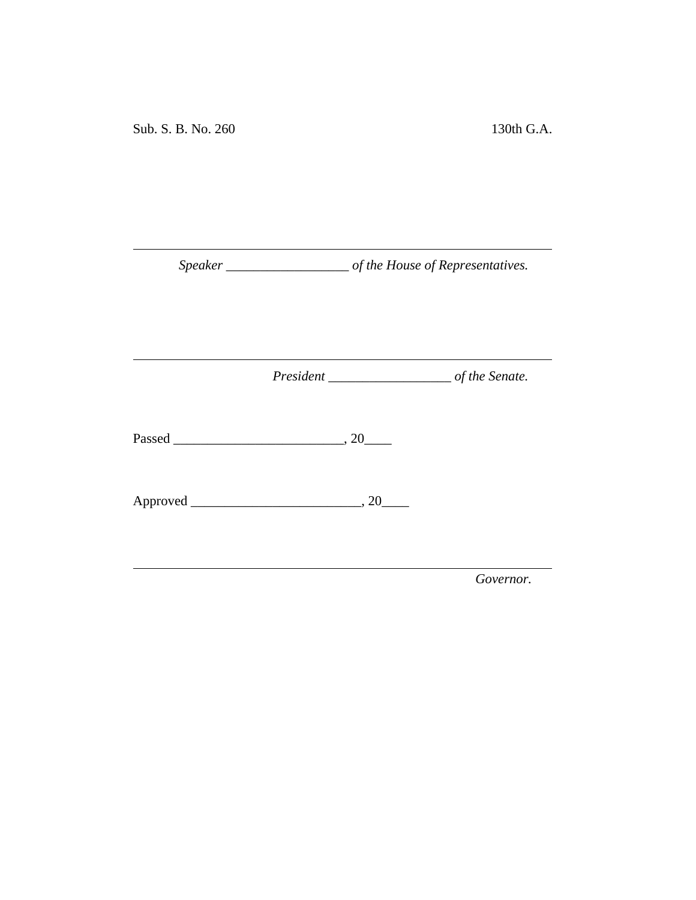Sub. S. B. No. 260 130th G.A.

---

*Speaker* __________________ *of the House of Representatives.*

---

*President* __________________ *of the Senate.*

Passed ________________________, 20____

Approved ________________________, 20____

---

*Governor.*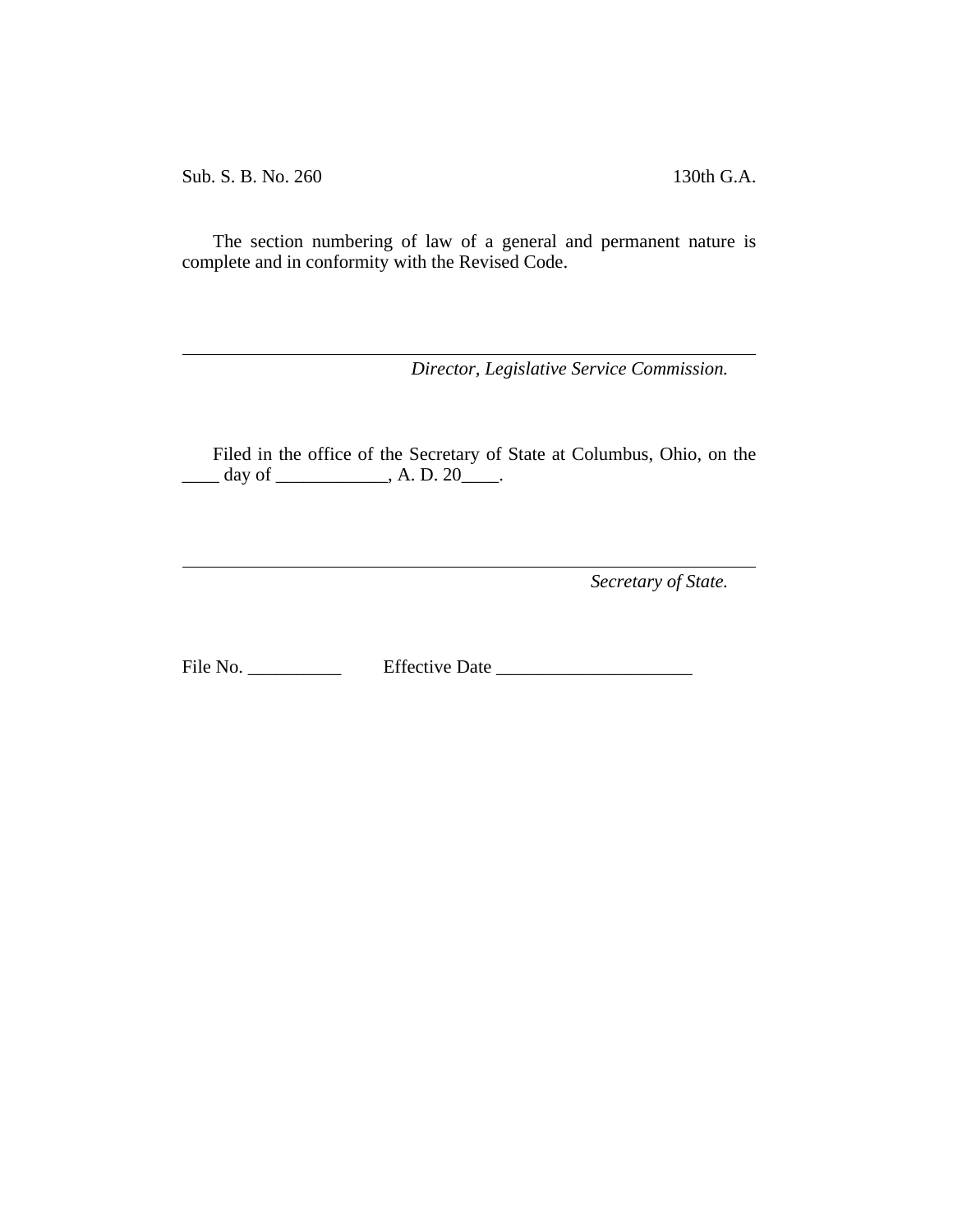Sub. S. B. No. 260 130th G.A.

The section numbering of law of a general and permanent nature is complete and in conformity with the Revised Code.

______________________________________________

*Director, Legislative Service Commission.*

Filed in the office of the Secretary of State at Columbus, Ohio, on the ____ day of ____________, A. D. 20____.

______________________________________________

*Secretary of State.*

File No. __________ Effective Date _____________________